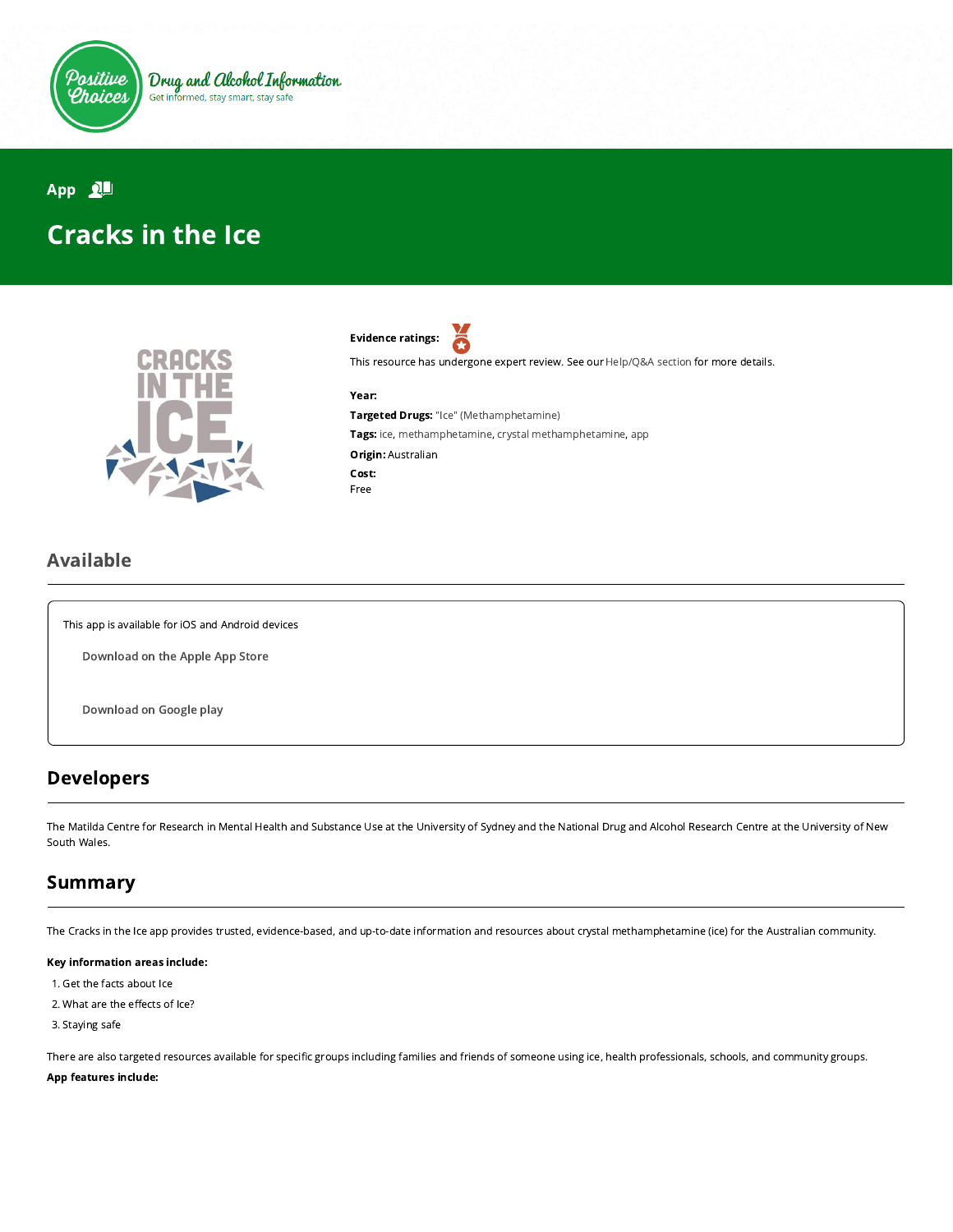Positive Choices

Drug and Alcohol Information

Get informed, stay smart, stay safe

App

# Cracks in the Ice

**Evidence ratings:**

This resource has undergone expert review. See our Help/Q&A section for more details.

**Year:**

**Targeted Drugs:** "Ice" (Methamphetamine)

**Tags:** ice, methamphetamine, crystal methamphetamine, app

**Origin:** Australian

**Cost:**

Free

## Available

This app is available for iOS and Android devices

Download on the Apple App Store

Download on Google play

## Developers

The Matilda Centre for Research in Mental Health and Substance Use at the University of Sydney and the National Drug and Alcohol Research Centre at the University of New South Wales.

## Summary

The Cracks in the Ice app provides trusted, evidence-based, and up-to-date information and resources about crystal methamphetamine (ice) for the Australian community.

**Key information areas include:**

1. Get the facts about Ice
2. What are the effects of Ice?
3. Staying safe

There are also targeted resources available for specific groups including families and friends of someone using ice, health professionals, schools, and community groups.

**App features include:**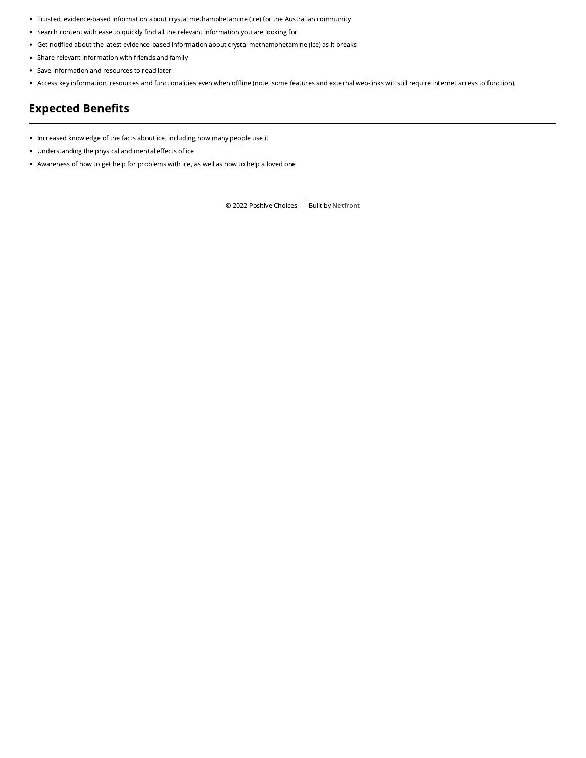- Trusted, evidence-based information about crystal methamphetamine (ice) for the Australian community
- Search content with ease to quickly find all the relevant information you are looking for
- Get notified about the latest evidence-based information about crystal methamphetamine (ice) as it breaks
- Share relevant information with friends and family
- Save information and resources to read later
- Access key information, resources and functionalities even when offline (note, some features and external web-links will still require internet access to function).

## Expected Benefits

- Increased knowledge of the facts about ice, including how many people use it
- Understanding the physical and mental effects of ice
- Awareness of how to get help for problems with ice, as well as how to help a loved one

© 2022 Positive Choices | Built by **Netfront**